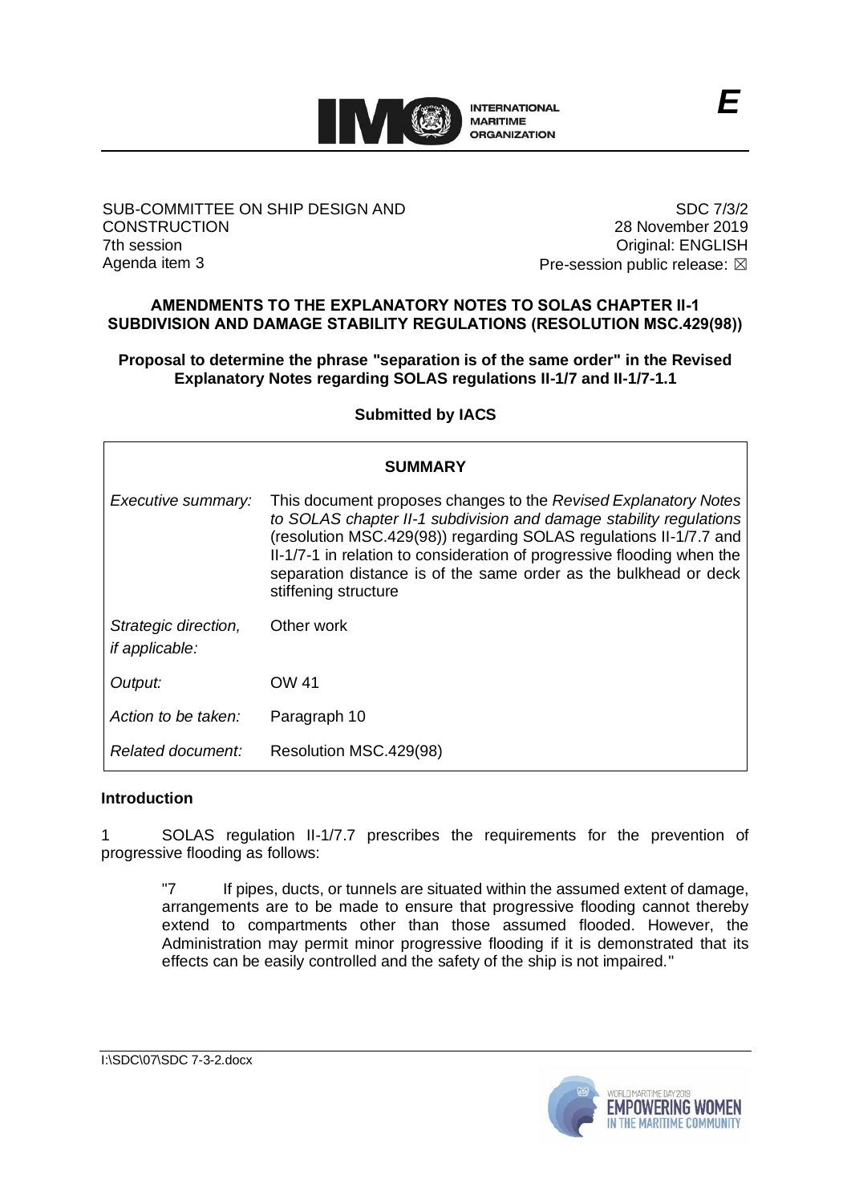E

SUB-COMMITTEE ON SHIP DESIGN AND CONSTRUCTION
7th session
Agenda item 3

SDC 7/3/2
28 November 2019
Original: ENGLISH
Pre-session public release: ☒

## AMENDMENTS TO THE EXPLANATORY NOTES TO SOLAS CHAPTER II-1 SUBDIVISION AND DAMAGE STABILITY REGULATIONS (RESOLUTION MSC.429(98))

### Proposal to determine the phrase "separation is of the same order" in the Revised Explanatory Notes regarding SOLAS regulations II-1/7 and II-1/7-1.1

**Submitted by IACS**

| **SUMMARY** | |
|---|---|
| *Executive summary:* | This document proposes changes to the *Revised Explanatory Notes to SOLAS chapter II-1 subdivision and damage stability regulations* (resolution MSC.429(98)) regarding SOLAS regulations II-1/7.7 and II-1/7-1 in relation to consideration of progressive flooding when the separation distance is of the same order as the bulkhead or deck stiffening structure |
| *Strategic direction, if applicable:* | Other work |
| *Output:* | OW 41 |
| *Action to be taken:* | Paragraph 10 |
| *Related document:* | Resolution MSC.429(98) |

**Introduction**

1 SOLAS regulation II-1/7.7 prescribes the requirements for the prevention of progressive flooding as follows:

> "7 If pipes, ducts, or tunnels are situated within the assumed extent of damage, arrangements are to be made to ensure that progressive flooding cannot thereby extend to compartments other than those assumed flooded. However, the Administration may permit minor progressive flooding if it is demonstrated that its effects can be easily controlled and the safety of the ship is not impaired."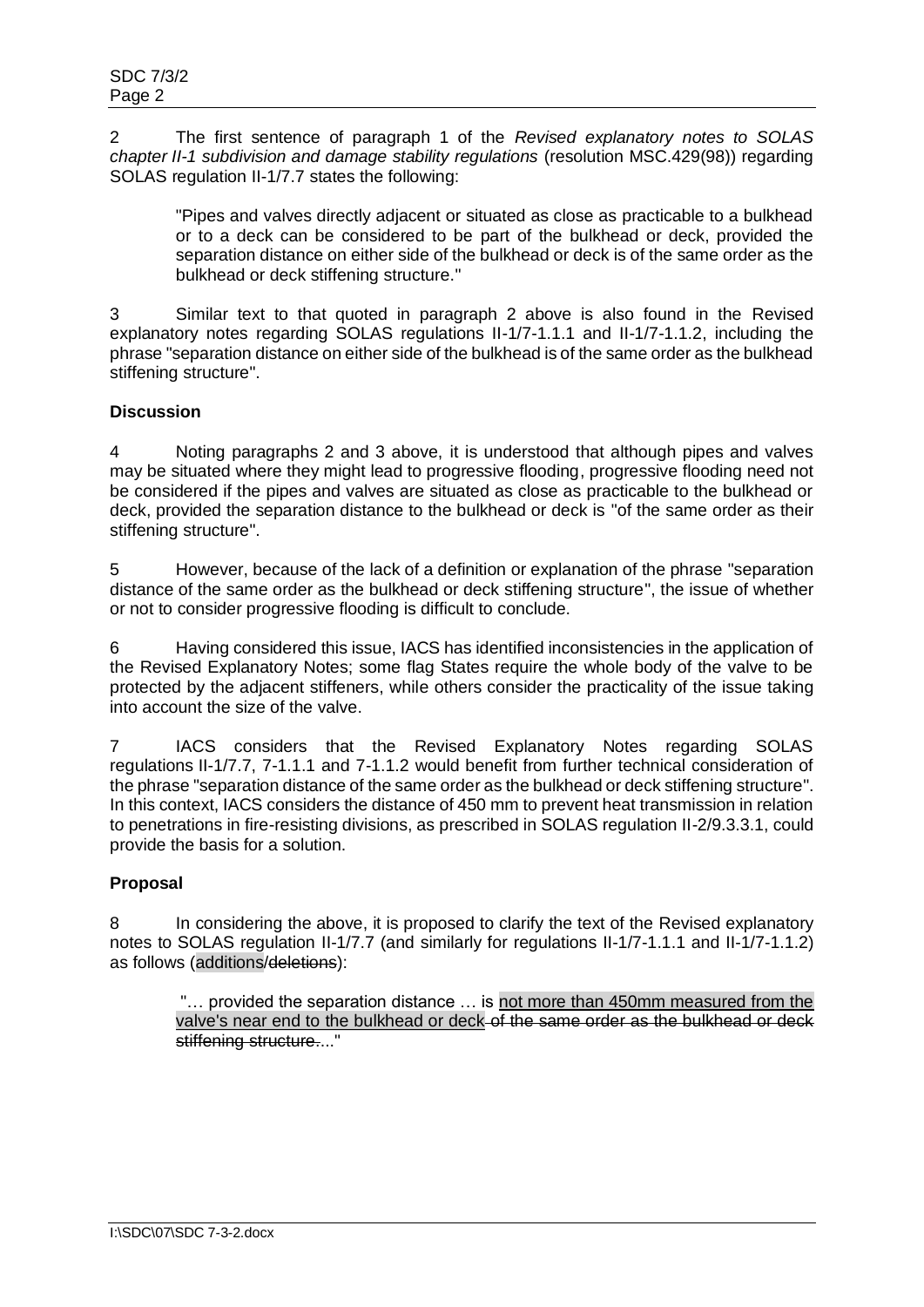2 The first sentence of paragraph 1 of the *Revised explanatory notes to SOLAS chapter II-1 subdivision and damage stability regulations* (resolution MSC.429(98)) regarding SOLAS regulation II-1/7.7 states the following:

> "Pipes and valves directly adjacent or situated as close as practicable to a bulkhead or to a deck can be considered to be part of the bulkhead or deck, provided the separation distance on either side of the bulkhead or deck is of the same order as the bulkhead or deck stiffening structure."

3 Similar text to that quoted in paragraph 2 above is also found in the Revised explanatory notes regarding SOLAS regulations II-1/7-1.1.1 and II-1/7-1.1.2, including the phrase "separation distance on either side of the bulkhead is of the same order as the bulkhead stiffening structure".

**Discussion**

4 Noting paragraphs 2 and 3 above, it is understood that although pipes and valves may be situated where they might lead to progressive flooding, progressive flooding need not be considered if the pipes and valves are situated as close as practicable to the bulkhead or deck, provided the separation distance to the bulkhead or deck is "of the same order as their stiffening structure".

5 However, because of the lack of a definition or explanation of the phrase "separation distance of the same order as the bulkhead or deck stiffening structure", the issue of whether or not to consider progressive flooding is difficult to conclude.

6 Having considered this issue, IACS has identified inconsistencies in the application of the Revised Explanatory Notes; some flag States require the whole body of the valve to be protected by the adjacent stiffeners, while others consider the practicality of the issue taking into account the size of the valve.

7 IACS considers that the Revised Explanatory Notes regarding SOLAS regulations II-1/7.7, 7-1.1.1 and 7-1.1.2 would benefit from further technical consideration of the phrase "separation distance of the same order as the bulkhead or deck stiffening structure". In this context, IACS considers the distance of 450 mm to prevent heat transmission in relation to penetrations in fire-resisting divisions, as prescribed in SOLAS regulation II-2/9.3.3.1, could provide the basis for a solution.

**Proposal**

8 In considering the above, it is proposed to clarify the text of the Revised explanatory notes to SOLAS regulation II-1/7.7 (and similarly for regulations II-1/7-1.1.1 and II-1/7-1.1.2) as follows (additions/~~deletions~~):

> "… provided the separation distance … is not more than 450mm measured from the valve's near end to the bulkhead or deck ~~of the same order as the bulkhead or deck stiffening structure.~~..."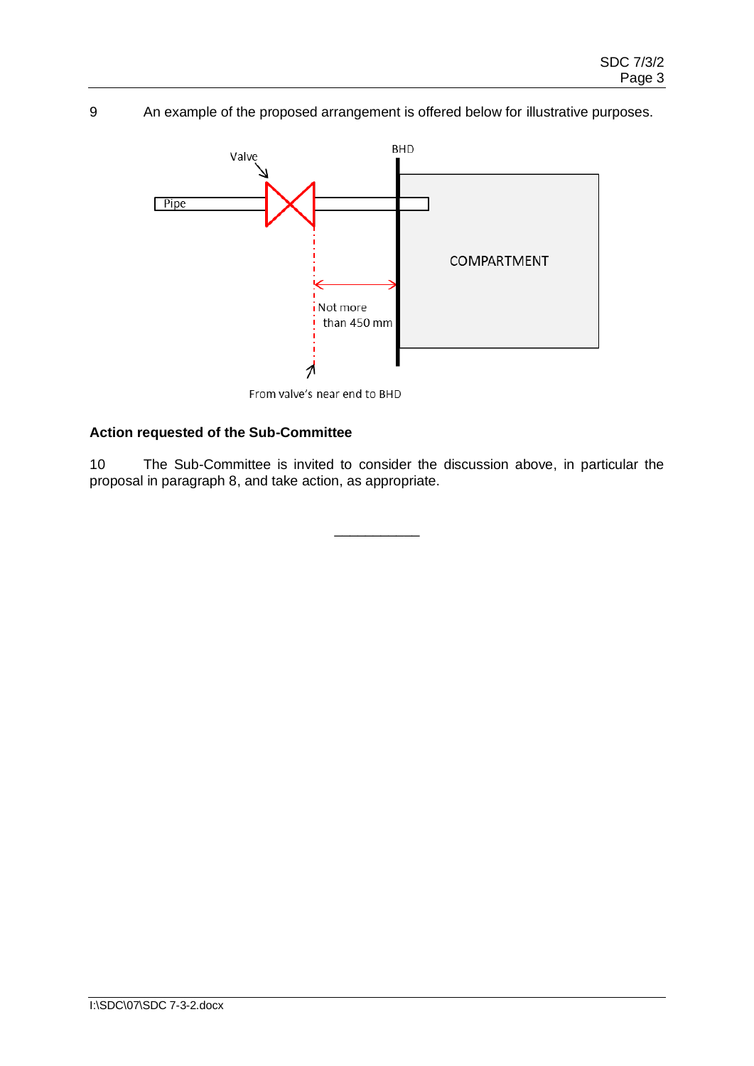9 An example of the proposed arrangement is offered below for illustrative purposes.

Valve

Pipe

BHD

COMPARTMENT

Not more than 450 mm

From valve's near end to BHD

**Action requested of the Sub-Committee**

10 The Sub-Committee is invited to consider the discussion above, in particular the proposal in paragraph 8, and take action, as appropriate.

___________